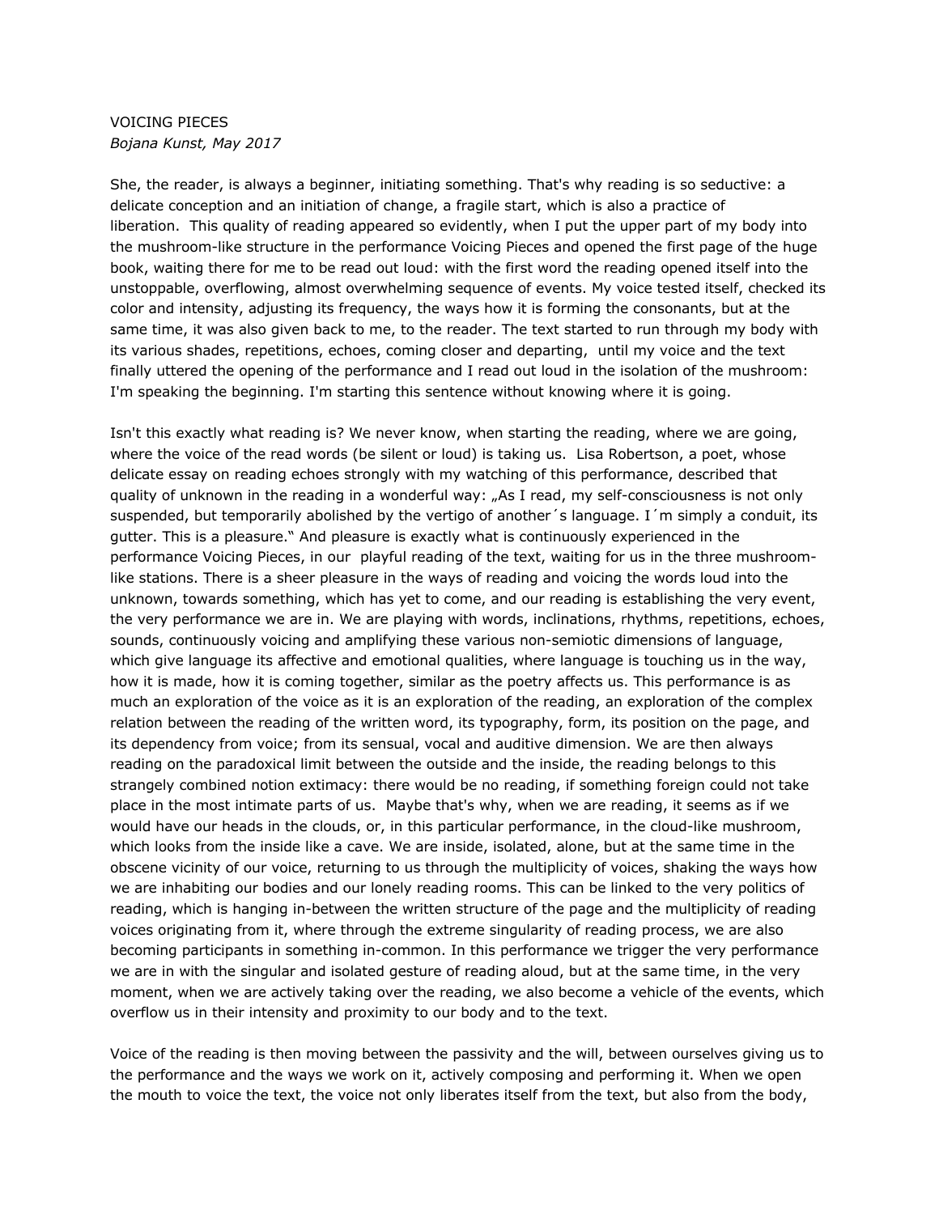VOICING PIECES

*Bojana Kunst, May 2017*

She, the reader, is always a beginner, initiating something. That's why reading is so seductive: a delicate conception and an initiation of change, a fragile start, which is also a practice of liberation. This quality of reading appeared so evidently, when I put the upper part of my body into the mushroom-like structure in the performance Voicing Pieces and opened the first page of the huge book, waiting there for me to be read out loud: with the first word the reading opened itself into the unstoppable, overflowing, almost overwhelming sequence of events. My voice tested itself, checked its color and intensity, adjusting its frequency, the ways how it is forming the consonants, but at the same time, it was also given back to me, to the reader. The text started to run through my body with its various shades, repetitions, echoes, coming closer and departing, until my voice and the text finally uttered the opening of the performance and I read out loud in the isolation of the mushroom: I'm speaking the beginning. I'm starting this sentence without knowing where it is going.

Isn't this exactly what reading is? We never know, when starting the reading, where we are going, where the voice of the read words (be silent or loud) is taking us. Lisa Robertson, a poet, whose delicate essay on reading echoes strongly with my watching of this performance, described that quality of unknown in the reading in a wonderful way: „As I read, my self-consciousness is not only suspended, but temporarily abolished by the vertigo of another´s language. I´m simply a conduit, its gutter. This is a pleasure." And pleasure is exactly what is continuously experienced in the performance Voicing Pieces, in our playful reading of the text, waiting for us in the three mushroom-like stations. There is a sheer pleasure in the ways of reading and voicing the words loud into the unknown, towards something, which has yet to come, and our reading is establishing the very event, the very performance we are in. We are playing with words, inclinations, rhythms, repetitions, echoes, sounds, continuously voicing and amplifying these various non-semiotic dimensions of language, which give language its affective and emotional qualities, where language is touching us in the way, how it is made, how it is coming together, similar as the poetry affects us. This performance is as much an exploration of the voice as it is an exploration of the reading, an exploration of the complex relation between the reading of the written word, its typography, form, its position on the page, and its dependency from voice; from its sensual, vocal and auditive dimension. We are then always reading on the paradoxical limit between the outside and the inside, the reading belongs to this strangely combined notion extimacy: there would be no reading, if something foreign could not take place in the most intimate parts of us. Maybe that's why, when we are reading, it seems as if we would have our heads in the clouds, or, in this particular performance, in the cloud-like mushroom, which looks from the inside like a cave. We are inside, isolated, alone, but at the same time in the obscene vicinity of our voice, returning to us through the multiplicity of voices, shaking the ways how we are inhabiting our bodies and our lonely reading rooms. This can be linked to the very politics of reading, which is hanging in-between the written structure of the page and the multiplicity of reading voices originating from it, where through the extreme singularity of reading process, we are also becoming participants in something in-common. In this performance we trigger the very performance we are in with the singular and isolated gesture of reading aloud, but at the same time, in the very moment, when we are actively taking over the reading, we also become a vehicle of the events, which overflow us in their intensity and proximity to our body and to the text.

Voice of the reading is then moving between the passivity and the will, between ourselves giving us to the performance and the ways we work on it, actively composing and performing it. When we open the mouth to voice the text, the voice not only liberates itself from the text, but also from the body,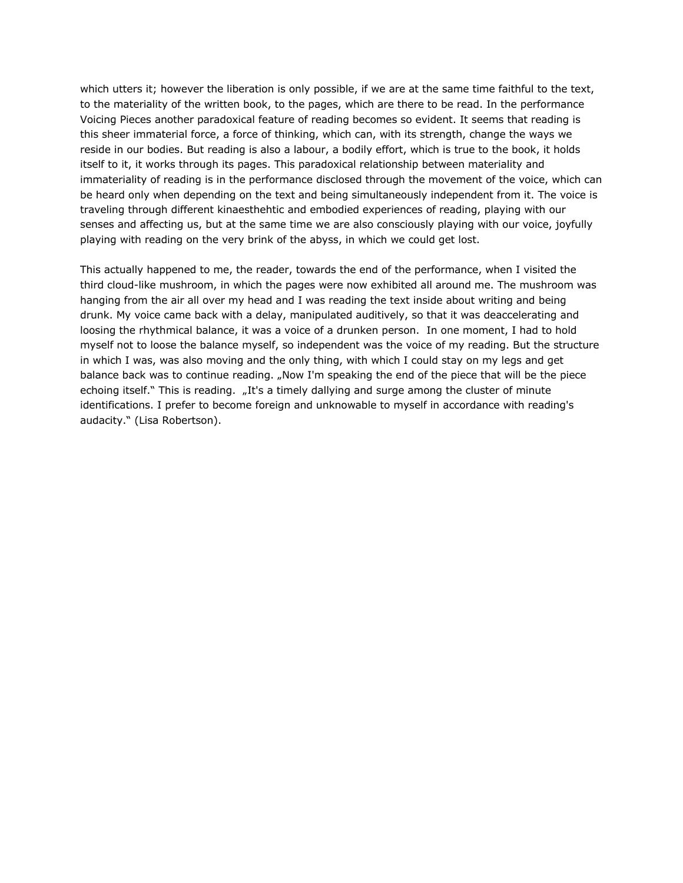which utters it; however the liberation is only possible, if we are at the same time faithful to the text, to the materiality of the written book, to the pages, which are there to be read. In the performance Voicing Pieces another paradoxical feature of reading becomes so evident. It seems that reading is this sheer immaterial force, a force of thinking, which can, with its strength, change the ways we reside in our bodies. But reading is also a labour, a bodily effort, which is true to the book, it holds itself to it, it works through its pages. This paradoxical relationship between materiality and immateriality of reading is in the performance disclosed through the movement of the voice, which can be heard only when depending on the text and being simultaneously independent from it. The voice is traveling through different kinaesthehtic and embodied experiences of reading, playing with our senses and affecting us, but at the same time we are also consciously playing with our voice, joyfully playing with reading on the very brink of the abyss, in which we could get lost.

This actually happened to me, the reader, towards the end of the performance, when I visited the third cloud-like mushroom, in which the pages were now exhibited all around me. The mushroom was hanging from the air all over my head and I was reading the text inside about writing and being drunk. My voice came back with a delay, manipulated auditively, so that it was deaccelerating and loosing the rhythmical balance, it was a voice of a drunken person. In one moment, I had to hold myself not to loose the balance myself, so independent was the voice of my reading. But the structure in which I was, was also moving and the only thing, with which I could stay on my legs and get balance back was to continue reading. „Now I'm speaking the end of the piece that will be the piece echoing itself." This is reading. „It's a timely dallying and surge among the cluster of minute identifications. I prefer to become foreign and unknowable to myself in accordance with reading's audacity." (Lisa Robertson).